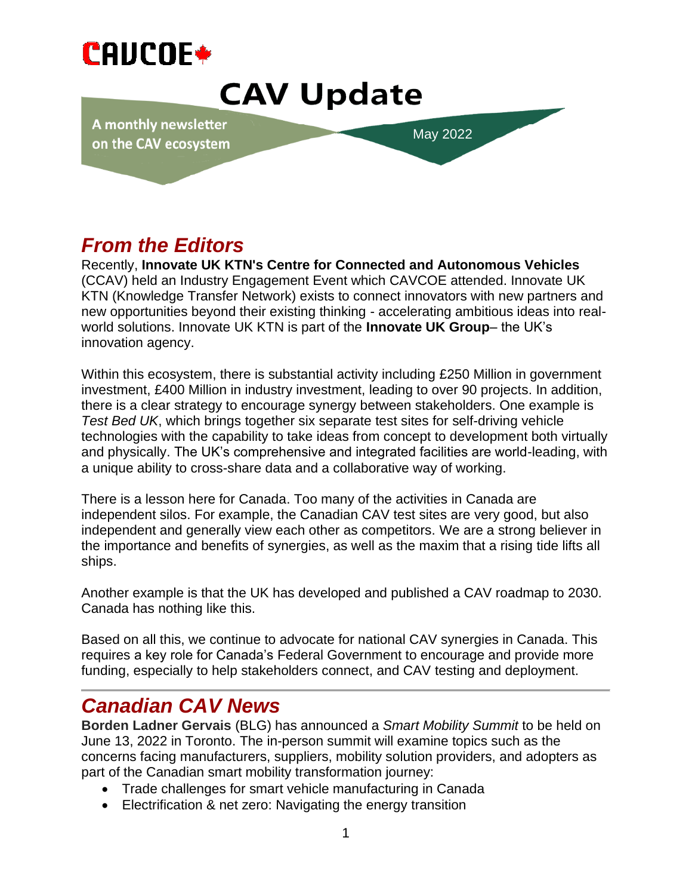# CAVCOE

# CAV Update

A monthly newsletter on the CAV ecosystem

May 2022

## *From the Editors*

Recently, **Innovate UK KTN's Centre for Connected and Autonomous Vehicles** (CCAV) held an Industry Engagement Event which CAVCOE attended. Innovate UK KTN (Knowledge Transfer Network) exists to connect innovators with new partners and new opportunities beyond their existing thinking - accelerating ambitious ideas into real-world solutions. Innovate UK KTN is part of the **Innovate UK Group**– the UK's innovation agency.

Within this ecosystem, there is substantial activity including £250 Million in government investment, £400 Million in industry investment, leading to over 90 projects. In addition, there is a clear strategy to encourage synergy between stakeholders. One example is *Test Bed UK*, which brings together six separate test sites for self-driving vehicle technologies with the capability to take ideas from concept to development both virtually and physically. The UK's comprehensive and integrated facilities are world-leading, with a unique ability to cross-share data and a collaborative way of working.

There is a lesson here for Canada. Too many of the activities in Canada are independent silos. For example, the Canadian CAV test sites are very good, but also independent and generally view each other as competitors. We are a strong believer in the importance and benefits of synergies, as well as the maxim that a rising tide lifts all ships.

Another example is that the UK has developed and published a CAV roadmap to 2030. Canada has nothing like this.

Based on all this, we continue to advocate for national CAV synergies in Canada. This requires a key role for Canada's Federal Government to encourage and provide more funding, especially to help stakeholders connect, and CAV testing and deployment.

## *Canadian CAV News*

**Borden Ladner Gervais** (BLG) has announced a *Smart Mobility Summit* to be held on June 13, 2022 in Toronto. The in-person summit will examine topics such as the concerns facing manufacturers, suppliers, mobility solution providers, and adopters as part of the Canadian smart mobility transformation journey:

- Trade challenges for smart vehicle manufacturing in Canada
- Electrification & net zero: Navigating the energy transition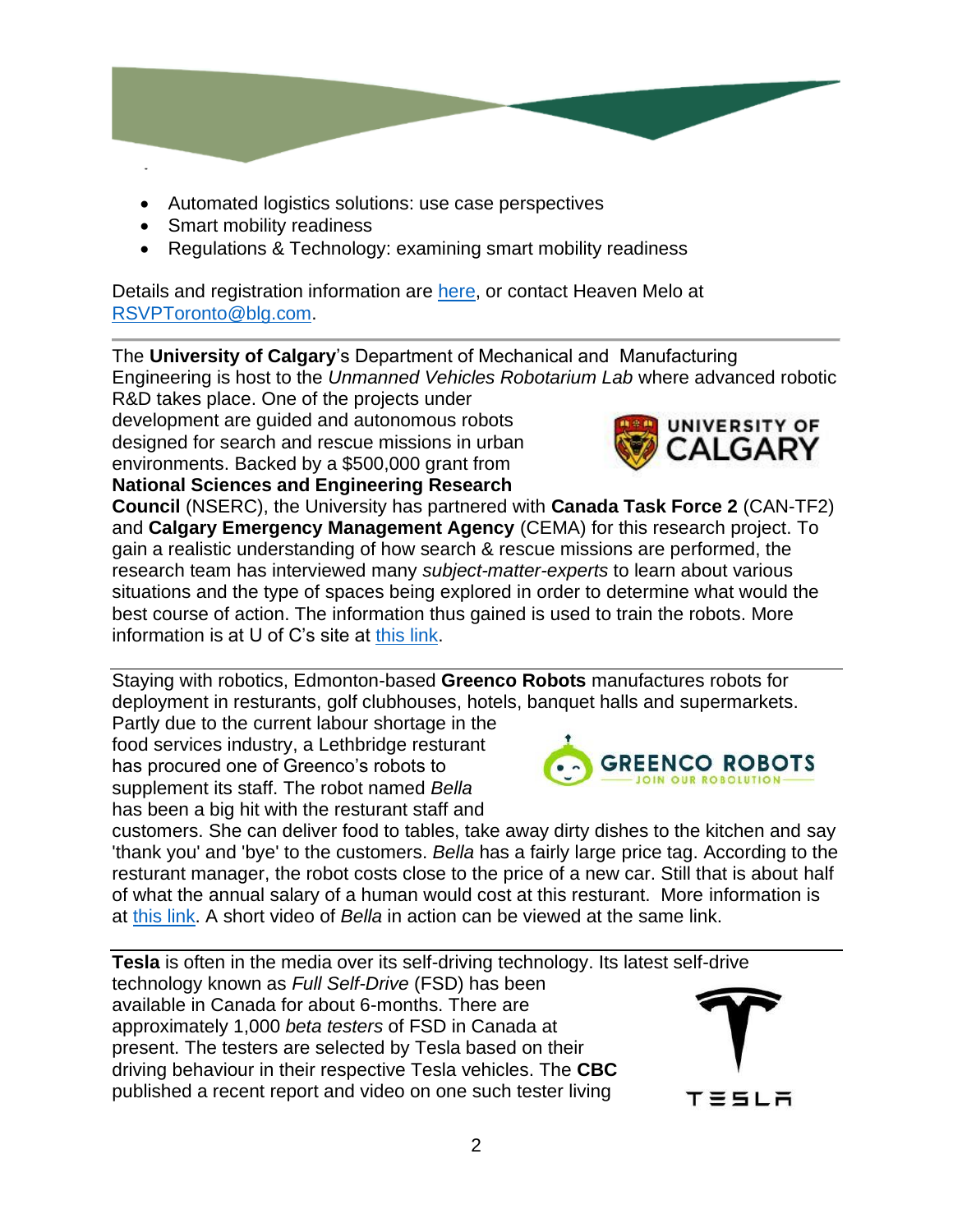- Automated logistics solutions: use case perspectives
- Smart mobility readiness
- Regulations & Technology: examining smart mobility readiness

Details and registration information are here, or contact Heaven Melo at RSVPToronto@blg.com.

---

The **University of Calgary**'s Department of Mechanical and Manufacturing Engineering is host to the *Unmanned Vehicles Robotarium Lab* where advanced robotic R&D takes place. One of the projects under development are guided and autonomous robots designed for search and rescue missions in urban environments. Backed by a $500,000 grant from **National Sciences and Engineering Research Council** (NSERC), the University has partnered with **Canada Task Force 2** (CAN-TF2) and **Calgary Emergency Management Agency** (CEMA) for this research project. To gain a realistic understanding of how search & rescue missions are performed, the research team has interviewed many *subject-matter-experts* to learn about various situations and the type of spaces being explored in order to determine what would the best course of action. The information thus gained is used to train the robots. More information is at U of C's site at this link.

---

Staying with robotics, Edmonton-based **Greenco Robots** manufactures robots for deployment in resturants, golf clubhouses, hotels, banquet halls and supermarkets. Partly due to the current labour shortage in the food services industry, a Lethbridge resturant has procured one of Greenco's robots to supplement its staff. The robot named *Bella* has been a big hit with the resturant staff and customers. She can deliver food to tables, take away dirty dishes to the kitchen and say 'thank you' and 'bye' to the customers. *Bella* has a fairly large price tag. According to the resturant manager, the robot costs close to the price of a new car. Still that is about half of what the annual salary of a human would cost at this resturant. More information is at this link. A short video of *Bella* in action can be viewed at the same link.

---

**Tesla** is often in the media over its self-driving technology. Its latest self-drive technology known as *Full Self-Drive* (FSD) has been available in Canada for about 6-months. There are approximately 1,000 *beta testers* of FSD in Canada at present. The testers are selected by Tesla based on their driving behaviour in their respective Tesla vehicles. The **CBC** published a recent report and video on one such tester living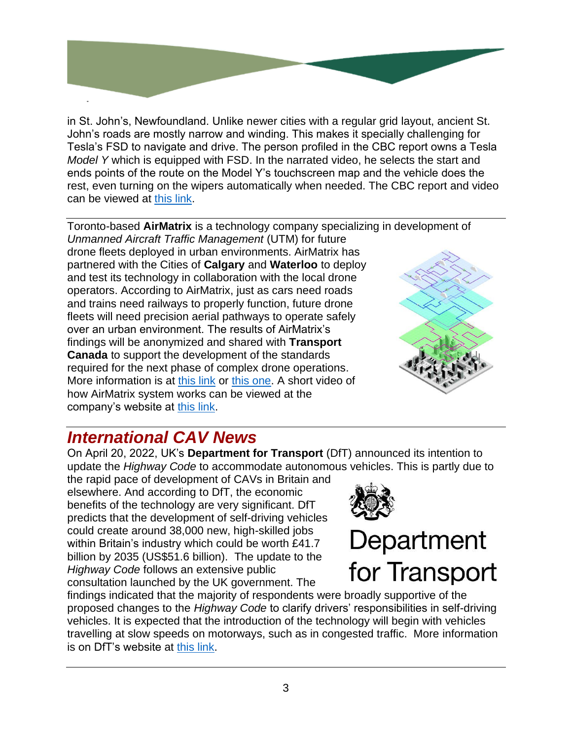in St. John's, Newfoundland. Unlike newer cities with a regular grid layout, ancient St. John's roads are mostly narrow and winding. This makes it specially challenging for Tesla's FSD to navigate and drive. The person profiled in the CBC report owns a Tesla *Model Y* which is equipped with FSD. In the narrated video, he selects the start and ends points of the route on the Model Y's touchscreen map and the vehicle does the rest, even turning on the wipers automatically when needed. The CBC report and video can be viewed at this link.

---

Toronto-based **AirMatrix** is a technology company specializing in development of *Unmanned Aircraft Traffic Management* (UTM) for future drone fleets deployed in urban environments. AirMatrix has partnered with the Cities of **Calgary** and **Waterloo** to deploy and test its technology in collaboration with the local drone operators. According to AirMatrix, just as cars need roads and trains need railways to properly function, future drone fleets will need precision aerial pathways to operate safely over an urban environment. The results of AirMatrix's findings will be anonymized and shared with **Transport Canada** to support the development of the standards required for the next phase of complex drone operations. More information is at this link or this one. A short video of how AirMatrix system works can be viewed at the company's website at this link.

---

## *International CAV News*

On April 20, 2022, UK's **Department for Transport** (DfT) announced its intention to update the *Highway Code* to accommodate autonomous vehicles. This is partly due to the rapid pace of development of CAVs in Britain and elsewhere. And according to DfT, the economic benefits of the technology are very significant. DfT predicts that the development of self-driving vehicles could create around 38,000 new, high-skilled jobs within Britain's industry which could be worth £41.7 billion by 2035 (US$51.6 billion). The update to the *Highway Code* follows an extensive public consultation launched by the UK government. The findings indicated that the majority of respondents were broadly supportive of the proposed changes to the *Highway Code* to clarify drivers' responsibilities in self-driving vehicles. It is expected that the introduction of the technology will begin with vehicles travelling at slow speeds on motorways, such as in congested traffic. More information is on DfT's website at this link.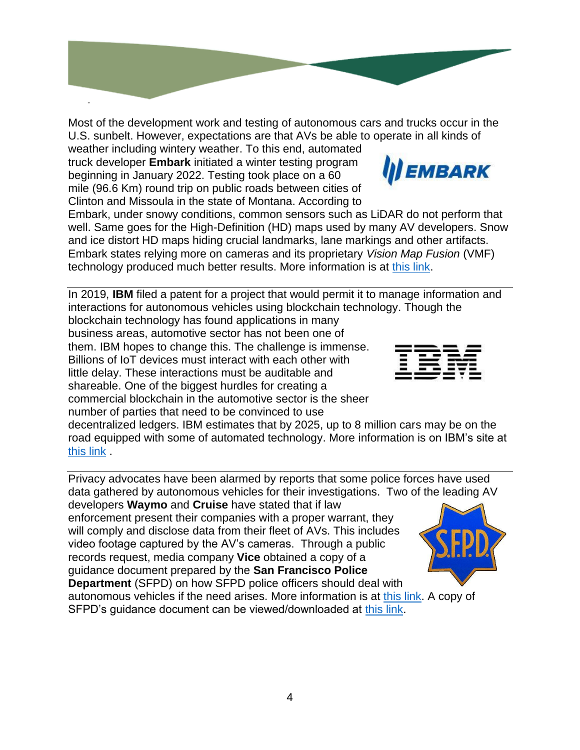Most of the development work and testing of autonomous cars and trucks occur in the U.S. sunbelt. However, expectations are that AVs be able to operate in all kinds of weather including wintery weather. To this end, automated truck developer **Embark** initiated a winter testing program beginning in January 2022. Testing took place on a 60 mile (96.6 Km) round trip on public roads between cities of Clinton and Missoula in the state of Montana. According to Embark, under snowy conditions, common sensors such as LiDAR do not perform that well. Same goes for the High-Definition (HD) maps used by many AV developers. Snow and ice distort HD maps hiding crucial landmarks, lane markings and other artifacts. Embark states relying more on cameras and its proprietary *Vision Map Fusion* (VMF) technology produced much better results. More information is at this link.

---

In 2019, **IBM** filed a patent for a project that would permit it to manage information and interactions for autonomous vehicles using blockchain technology. Though the blockchain technology has found applications in many business areas, automotive sector has not been one of them. IBM hopes to change this. The challenge is immense. Billions of IoT devices must interact with each other with little delay. These interactions must be auditable and shareable. One of the biggest hurdles for creating a commercial blockchain in the automotive sector is the sheer number of parties that need to be convinced to use decentralized ledgers. IBM estimates that by 2025, up to 8 million cars may be on the road equipped with some of automated technology. More information is on IBM's site at this link .

---

Privacy advocates have been alarmed by reports that some police forces have used data gathered by autonomous vehicles for their investigations. Two of the leading AV developers **Waymo** and **Cruise** have stated that if law enforcement present their companies with a proper warrant, they will comply and disclose data from their fleet of AVs. This includes video footage captured by the AV's cameras. Through a public records request, media company **Vice** obtained a copy of a guidance document prepared by the **San Francisco Police Department** (SFPD) on how SFPD police officers should deal with autonomous vehicles if the need arises. More information is at this link. A copy of SFPD's guidance document can be viewed/downloaded at this link.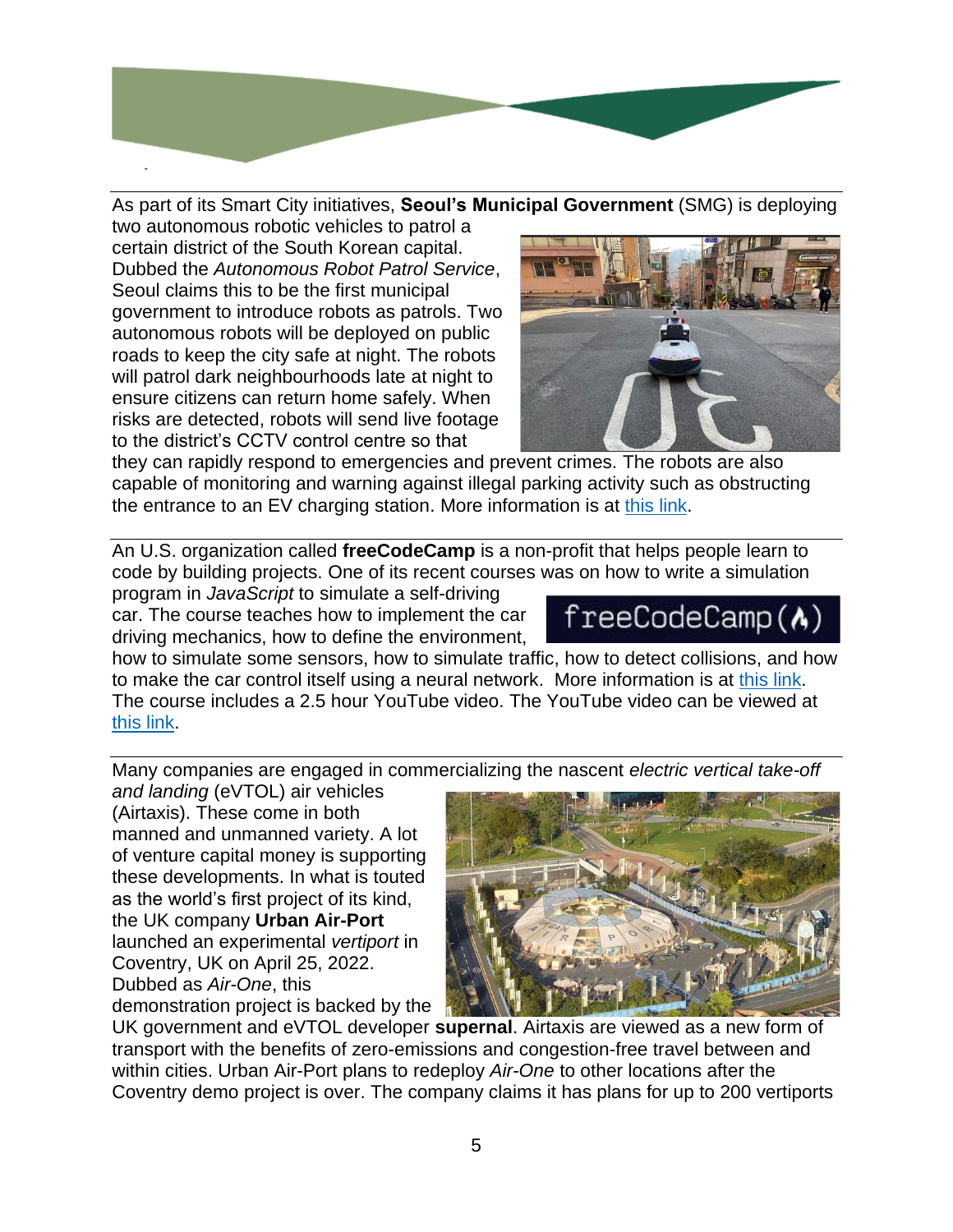As part of its Smart City initiatives, **Seoul's Municipal Government** (SMG) is deploying two autonomous robotic vehicles to patrol a certain district of the South Korean capital. Dubbed the *Autonomous Robot Patrol Service*, Seoul claims this to be the first municipal government to introduce robots as patrols. Two autonomous robots will be deployed on public roads to keep the city safe at night. The robots will patrol dark neighbourhoods late at night to ensure citizens can return home safely. When risks are detected, robots will send live footage to the district's CCTV control centre so that they can rapidly respond to emergencies and prevent crimes. The robots are also capable of monitoring and warning against illegal parking activity such as obstructing the entrance to an EV charging station. More information is at this link.

---

An U.S. organization called **freeCodeCamp** is a non-profit that helps people learn to code by building projects. One of its recent courses was on how to write a simulation program in *JavaScript* to simulate a self-driving car. The course teaches how to implement the car driving mechanics, how to define the environment, how to simulate some sensors, how to simulate traffic, how to detect collisions, and how to make the car control itself using a neural network. More information is at this link. The course includes a 2.5 hour YouTube video. The YouTube video can be viewed at this link.

---

Many companies are engaged in commercializing the nascent *electric vertical take-off and landing* (eVTOL) air vehicles (Airtaxis). These come in both manned and unmanned variety. A lot of venture capital money is supporting these developments. In what is touted as the world's first project of its kind, the UK company **Urban Air-Port** launched an experimental *vertiport* in Coventry, UK on April 25, 2022. Dubbed as *Air-One*, this demonstration project is backed by the UK government and eVTOL developer **supernal**. Airtaxis are viewed as a new form of transport with the benefits of zero-emissions and congestion-free travel between and within cities. Urban Air-Port plans to redeploy *Air-One* to other locations after the Coventry demo project is over. The company claims it has plans for up to 200 vertiports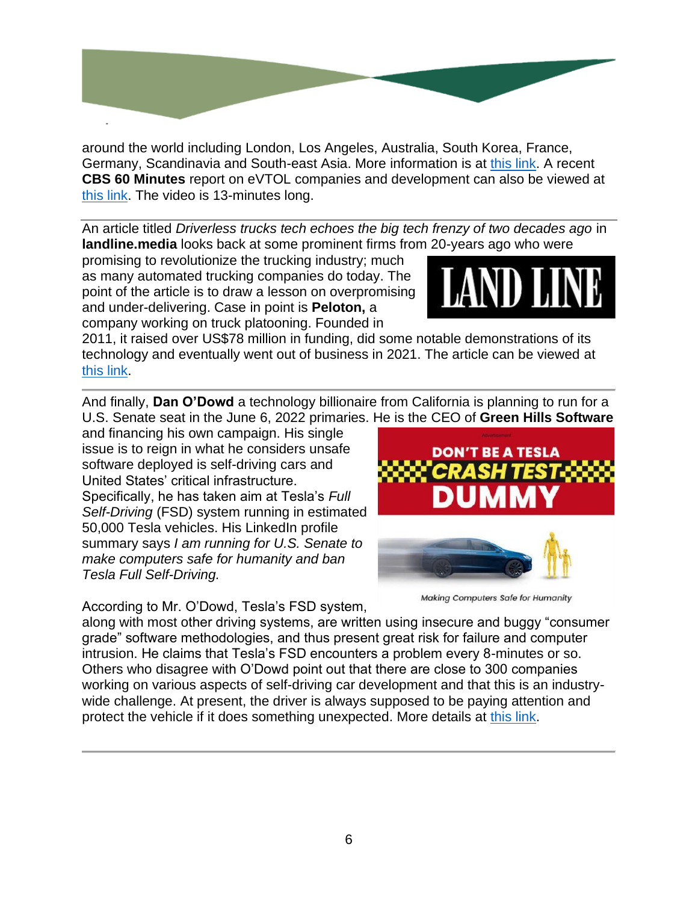around the world including London, Los Angeles, Australia, South Korea, France, Germany, Scandinavia and South-east Asia. More information is at this link. A recent **CBS 60 Minutes** report on eVTOL companies and development can also be viewed at this link. The video is 13-minutes long.

---

An article titled *Driverless trucks tech echoes the big tech frenzy of two decades ago* in **landline.media** looks back at some prominent firms from 20-years ago who were promising to revolutionize the trucking industry; much as many automated trucking companies do today. The point of the article is to draw a lesson on overpromising and under-delivering. Case in point is **Peloton,** a company working on truck platooning. Founded in 2011, it raised over US$78 million in funding, did some notable demonstrations of its technology and eventually went out of business in 2021. The article can be viewed at this link.

---

And finally, **Dan O'Dowd** a technology billionaire from California is planning to run for a U.S. Senate seat in the June 6, 2022 primaries. He is the CEO of **Green Hills Software** and financing his own campaign. His single issue is to reign in what he considers unsafe software deployed is self-driving cars and United States' critical infrastructure. Specifically, he has taken aim at Tesla's *Full Self-Driving* (FSD) system running in estimated 50,000 Tesla vehicles. His LinkedIn profile summary says *I am running for U.S. Senate to make computers safe for humanity and ban Tesla Full Self-Driving.*

Making Computers Safe for Humanity

According to Mr. O'Dowd, Tesla's FSD system, along with most other driving systems, are written using insecure and buggy "consumer grade" software methodologies, and thus present great risk for failure and computer intrusion. He claims that Tesla's FSD encounters a problem every 8-minutes or so. Others who disagree with O'Dowd point out that there are close to 300 companies working on various aspects of self-driving car development and that this is an industry-wide challenge. At present, the driver is always supposed to be paying attention and protect the vehicle if it does something unexpected. More details at this link.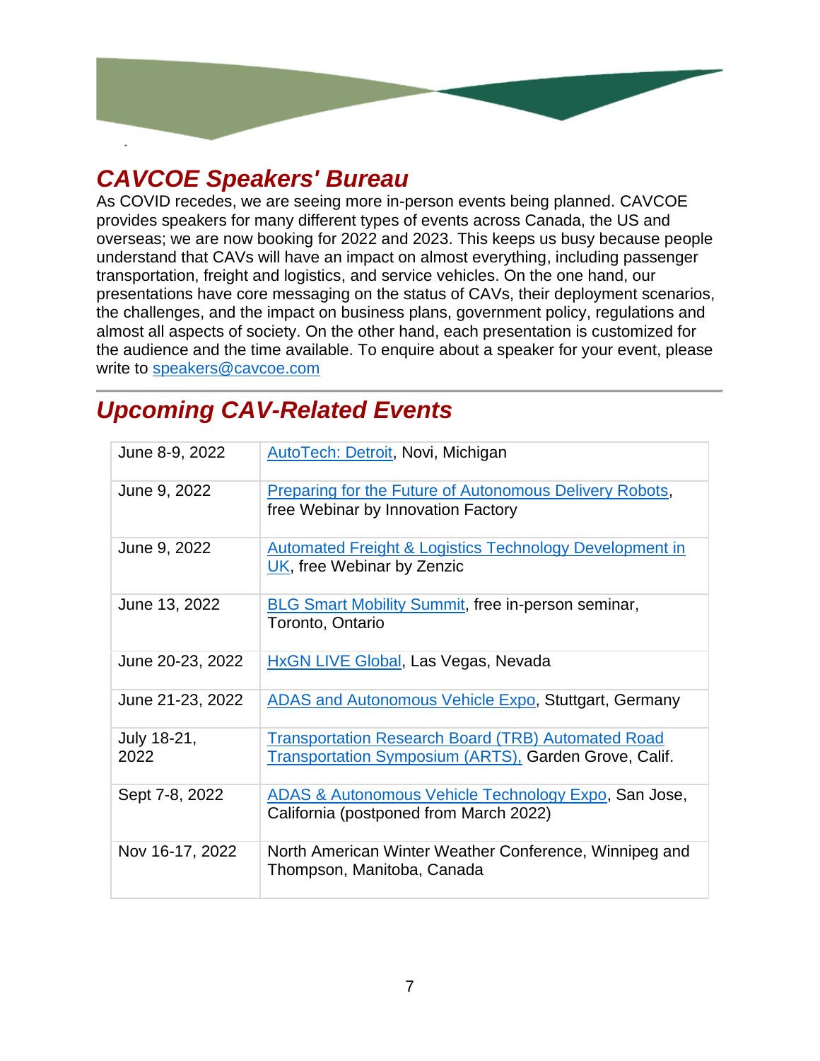## CAVCOE Speakers' Bureau

As COVID recedes, we are seeing more in-person events being planned. CAVCOE provides speakers for many different types of events across Canada, the US and overseas; we are now booking for 2022 and 2023. This keeps us busy because people understand that CAVs will have an impact on almost everything, including passenger transportation, freight and logistics, and service vehicles. On the one hand, our presentations have core messaging on the status of CAVs, their deployment scenarios, the challenges, and the impact on business plans, government policy, regulations and almost all aspects of society. On the other hand, each presentation is customized for the audience and the time available. To enquire about a speaker for your event, please write to speakers@cavcoe.com

---

## Upcoming CAV-Related Events

| Date | Event |
|---|---|
| June 8-9, 2022 | AutoTech: Detroit, Novi, Michigan |
| June 9, 2022 | Preparing for the Future of Autonomous Delivery Robots, free Webinar by Innovation Factory |
| June 9, 2022 | Automated Freight & Logistics Technology Development in UK, free Webinar by Zenzic |
| June 13, 2022 | BLG Smart Mobility Summit, free in-person seminar, Toronto, Ontario |
| June 20-23, 2022 | HxGN LIVE Global, Las Vegas, Nevada |
| June 21-23, 2022 | ADAS and Autonomous Vehicle Expo, Stuttgart, Germany |
| July 18-21, 2022 | Transportation Research Board (TRB) Automated Road Transportation Symposium (ARTS), Garden Grove, Calif. |
| Sept 7-8, 2022 | ADAS & Autonomous Vehicle Technology Expo, San Jose, California (postponed from March 2022) |
| Nov 16-17, 2022 | North American Winter Weather Conference, Winnipeg and Thompson, Manitoba, Canada |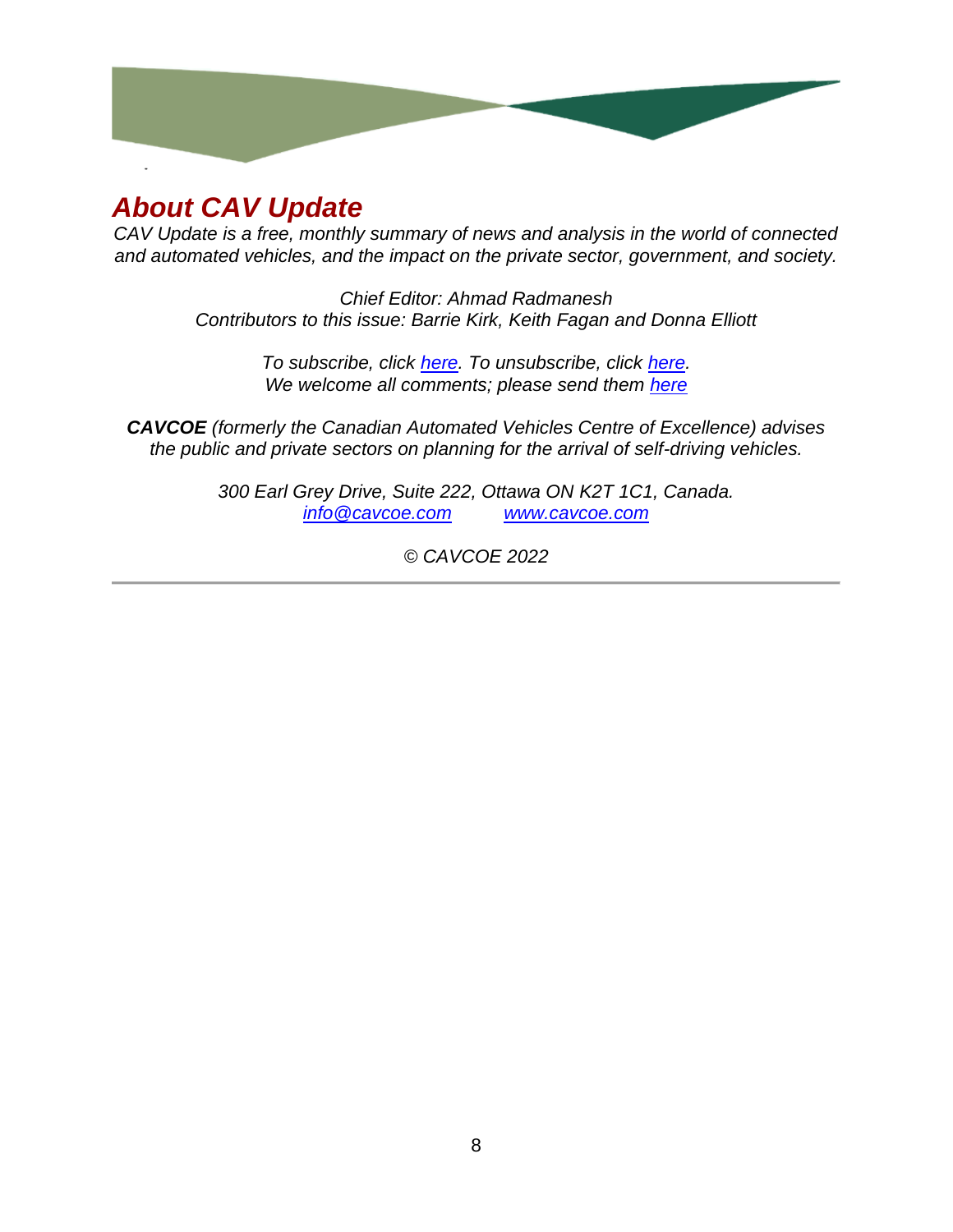## *About CAV Update*

*CAV Update is a free, monthly summary of news and analysis in the world of connected and automated vehicles, and the impact on the private sector, government, and society.*

*Chief Editor: Ahmad Radmanesh*
*Contributors to this issue: Barrie Kirk, Keith Fagan and Donna Elliott*

*To subscribe, click here. To unsubscribe, click here.*
*We welcome all comments; please send them here*

***CAVCOE** (formerly the Canadian Automated Vehicles Centre of Excellence) advises the public and private sectors on planning for the arrival of self-driving vehicles.*

*300 Earl Grey Drive, Suite 222, Ottawa ON K2T 1C1, Canada.*
*info@cavcoe.com www.cavcoe.com*

*© CAVCOE 2022*